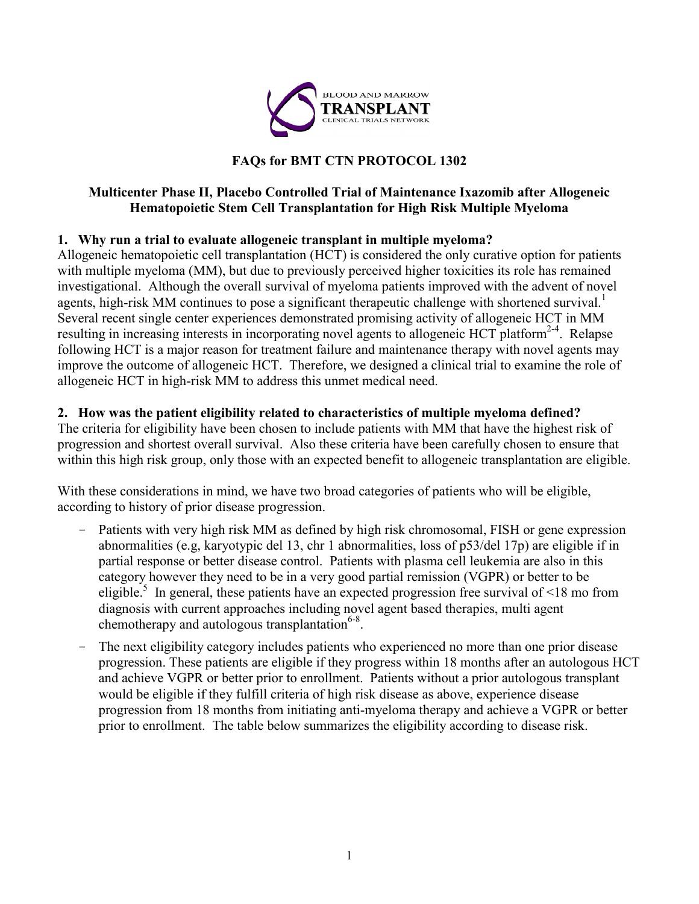BLOOD AND MARROW
TRANSPLANT
CLINICAL TRIALS NETWORK

# FAQs for BMT CTN PROTOCOL 1302

## Multicenter Phase II, Placebo Controlled Trial of Maintenance Ixazomib after Allogeneic Hematopoietic Stem Cell Transplantation for High Risk Multiple Myeloma

### 1. Why run a trial to evaluate allogeneic transplant in multiple myeloma?

Allogeneic hematopoietic cell transplantation (HCT) is considered the only curative option for patients with multiple myeloma (MM), but due to previously perceived higher toxicities its role has remained investigational. Although the overall survival of myeloma patients improved with the advent of novel agents, high-risk MM continues to pose a significant therapeutic challenge with shortened survival.[1] Several recent single center experiences demonstrated promising activity of allogeneic HCT in MM resulting in increasing interests in incorporating novel agents to allogeneic HCT platform[2-4]. Relapse following HCT is a major reason for treatment failure and maintenance therapy with novel agents may improve the outcome of allogeneic HCT. Therefore, we designed a clinical trial to examine the role of allogeneic HCT in high-risk MM to address this unmet medical need.

### 2. How was the patient eligibility related to characteristics of multiple myeloma defined?

The criteria for eligibility have been chosen to include patients with MM that have the highest risk of progression and shortest overall survival. Also these criteria have been carefully chosen to ensure that within this high risk group, only those with an expected benefit to allogeneic transplantation are eligible.

With these considerations in mind, we have two broad categories of patients who will be eligible, according to history of prior disease progression.

- Patients with very high risk MM as defined by high risk chromosomal, FISH or gene expression abnormalities (e.g, karyotypic del 13, chr 1 abnormalities, loss of p53/del 17p) are eligible if in partial response or better disease control. Patients with plasma cell leukemia are also in this category however they need to be in a very good partial remission (VGPR) or better to be eligible.[5] In general, these patients have an expected progression free survival of <18 mo from diagnosis with current approaches including novel agent based therapies, multi agent chemotherapy and autologous transplantation[6-8].
- The next eligibility category includes patients who experienced no more than one prior disease progression. These patients are eligible if they progress within 18 months after an autologous HCT and achieve VGPR or better prior to enrollment. Patients without a prior autologous transplant would be eligible if they fulfill criteria of high risk disease as above, experience disease progression from 18 months from initiating anti-myeloma therapy and achieve a VGPR or better prior to enrollment. The table below summarizes the eligibility according to disease risk.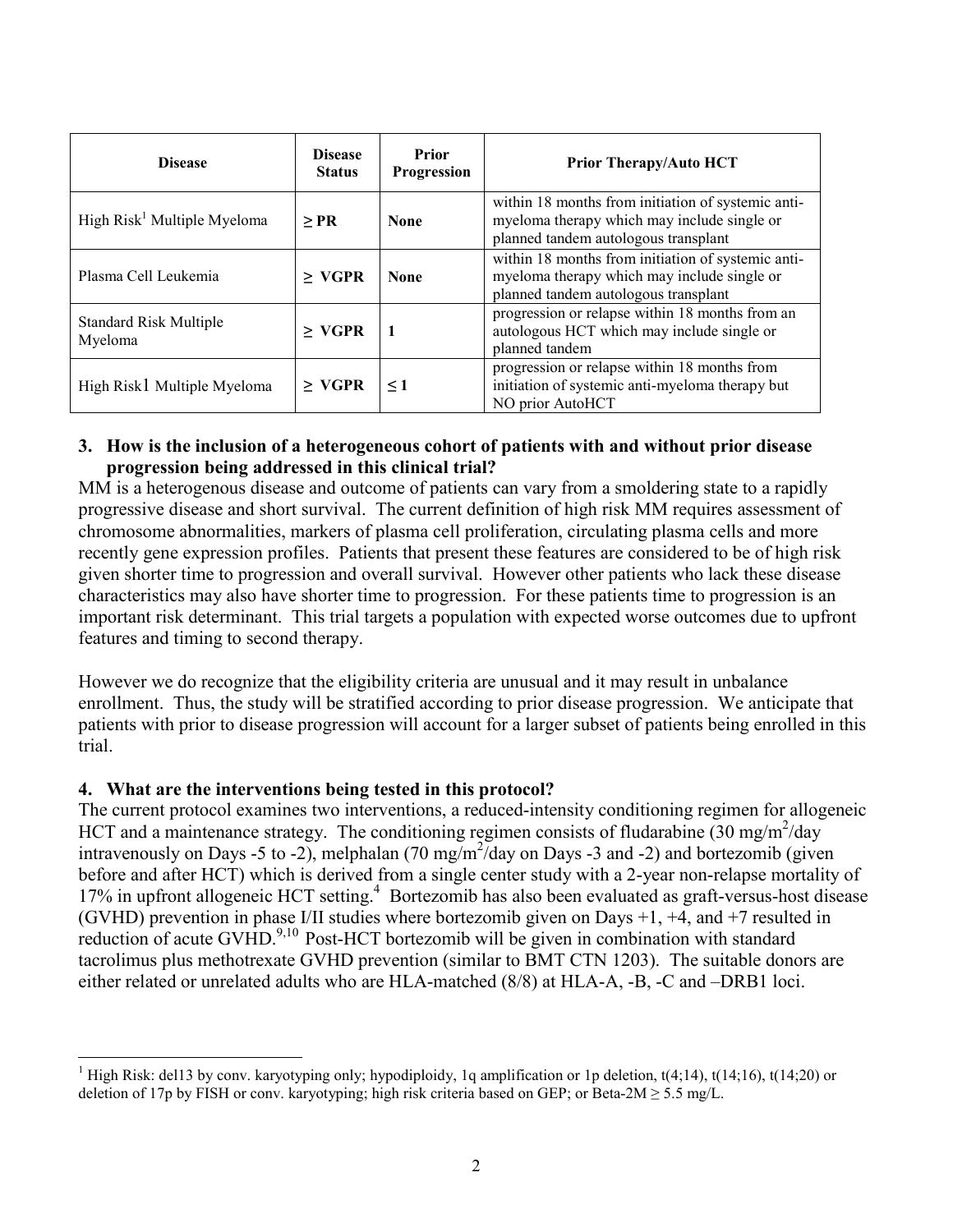| Disease | Disease Status | Prior Progression | Prior Therapy/Auto HCT |
|---|---|---|---|
| High Risk[1] Multiple Myeloma | ≥ PR | None | within 18 months from initiation of systemic anti-myeloma therapy which may include single or planned tandem autologous transplant |
| Plasma Cell Leukemia | ≥ VGPR | None | within 18 months from initiation of systemic anti-myeloma therapy which may include single or planned tandem autologous transplant |
| Standard Risk Multiple Myeloma | ≥ VGPR | 1 | progression or relapse within 18 months from an autologous HCT which may include single or planned tandem |
| High Risk[1] Multiple Myeloma | ≥ VGPR | ≤ 1 | progression or relapse within 18 months from initiation of systemic anti-myeloma therapy but NO prior AutoHCT |

**3. How is the inclusion of a heterogeneous cohort of patients with and without prior disease progression being addressed in this clinical trial?**

MM is a heterogenous disease and outcome of patients can vary from a smoldering state to a rapidly progressive disease and short survival. The current definition of high risk MM requires assessment of chromosome abnormalities, markers of plasma cell proliferation, circulating plasma cells and more recently gene expression profiles. Patients that present these features are considered to be of high risk given shorter time to progression and overall survival. However other patients who lack these disease characteristics may also have shorter time to progression. For these patients time to progression is an important risk determinant. This trial targets a population with expected worse outcomes due to upfront features and timing to second therapy.

However we do recognize that the eligibility criteria are unusual and it may result in unbalance enrollment. Thus, the study will be stratified according to prior disease progression. We anticipate that patients with prior to disease progression will account for a larger subset of patients being enrolled in this trial.

**4. What are the interventions being tested in this protocol?**

The current protocol examines two interventions, a reduced-intensity conditioning regimen for allogeneic HCT and a maintenance strategy. The conditioning regimen consists of fludarabine (30 mg/m$^2$/day intravenously on Days -5 to -2), melphalan (70 mg/m$^2$/day on Days -3 and -2) and bortezomib (given before and after HCT) which is derived from a single center study with a 2-year non-relapse mortality of 17% in upfront allogeneic HCT setting.[4] Bortezomib has also been evaluated as graft-versus-host disease (GVHD) prevention in phase I/II studies where bortezomib given on Days +1, +4, and +7 resulted in reduction of acute GVHD.[9,10] Post-HCT bortezomib will be given in combination with standard tacrolimus plus methotrexate GVHD prevention (similar to BMT CTN 1203). The suitable donors are either related or unrelated adults who are HLA-matched (8/8) at HLA-A, -B, -C and –DRB1 loci.

[1] High Risk: del13 by conv. karyotyping only; hypodiploidy, 1q amplification or 1p deletion, t(4;14), t(14;16), t(14;20) or deletion of 17p by FISH or conv. karyotyping; high risk criteria based on GEP; or Beta-2M ≥ 5.5 mg/L.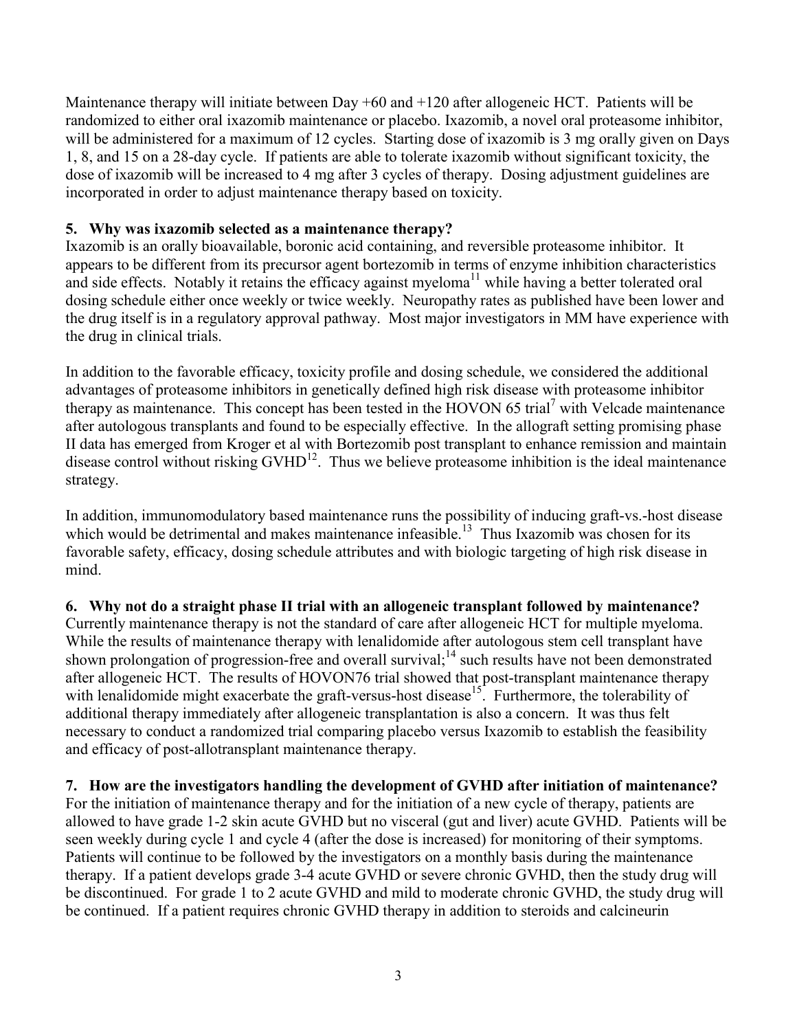Maintenance therapy will initiate between Day +60 and +120 after allogeneic HCT. Patients will be randomized to either oral ixazomib maintenance or placebo. Ixazomib, a novel oral proteasome inhibitor, will be administered for a maximum of 12 cycles. Starting dose of ixazomib is 3 mg orally given on Days 1, 8, and 15 on a 28-day cycle. If patients are able to tolerate ixazomib without significant toxicity, the dose of ixazomib will be increased to 4 mg after 3 cycles of therapy. Dosing adjustment guidelines are incorporated in order to adjust maintenance therapy based on toxicity.

### 5. Why was ixazomib selected as a maintenance therapy?

Ixazomib is an orally bioavailable, boronic acid containing, and reversible proteasome inhibitor. It appears to be different from its precursor agent bortezomib in terms of enzyme inhibition characteristics and side effects. Notably it retains the efficacy against myeloma[11] while having a better tolerated oral dosing schedule either once weekly or twice weekly. Neuropathy rates as published have been lower and the drug itself is in a regulatory approval pathway. Most major investigators in MM have experience with the drug in clinical trials.

In addition to the favorable efficacy, toxicity profile and dosing schedule, we considered the additional advantages of proteasome inhibitors in genetically defined high risk disease with proteasome inhibitor therapy as maintenance. This concept has been tested in the HOVON 65 trial[7] with Velcade maintenance after autologous transplants and found to be especially effective. In the allograft setting promising phase II data has emerged from Kroger et al with Bortezomib post transplant to enhance remission and maintain disease control without risking GVHD[12]. Thus we believe proteasome inhibition is the ideal maintenance strategy.

In addition, immunomodulatory based maintenance runs the possibility of inducing graft-vs.-host disease which would be detrimental and makes maintenance infeasible.[13] Thus Ixazomib was chosen for its favorable safety, efficacy, dosing schedule attributes and with biologic targeting of high risk disease in mind.

### 6. Why not do a straight phase II trial with an allogeneic transplant followed by maintenance?

Currently maintenance therapy is not the standard of care after allogeneic HCT for multiple myeloma. While the results of maintenance therapy with lenalidomide after autologous stem cell transplant have shown prolongation of progression-free and overall survival;[14] such results have not been demonstrated after allogeneic HCT. The results of HOVON76 trial showed that post-transplant maintenance therapy with lenalidomide might exacerbate the graft-versus-host disease[15]. Furthermore, the tolerability of additional therapy immediately after allogeneic transplantation is also a concern. It was thus felt necessary to conduct a randomized trial comparing placebo versus Ixazomib to establish the feasibility and efficacy of post-allotransplant maintenance therapy.

### 7. How are the investigators handling the development of GVHD after initiation of maintenance?

For the initiation of maintenance therapy and for the initiation of a new cycle of therapy, patients are allowed to have grade 1-2 skin acute GVHD but no visceral (gut and liver) acute GVHD. Patients will be seen weekly during cycle 1 and cycle 4 (after the dose is increased) for monitoring of their symptoms. Patients will continue to be followed by the investigators on a monthly basis during the maintenance therapy. If a patient develops grade 3-4 acute GVHD or severe chronic GVHD, then the study drug will be discontinued. For grade 1 to 2 acute GVHD and mild to moderate chronic GVHD, the study drug will be continued. If a patient requires chronic GVHD therapy in addition to steroids and calcineurin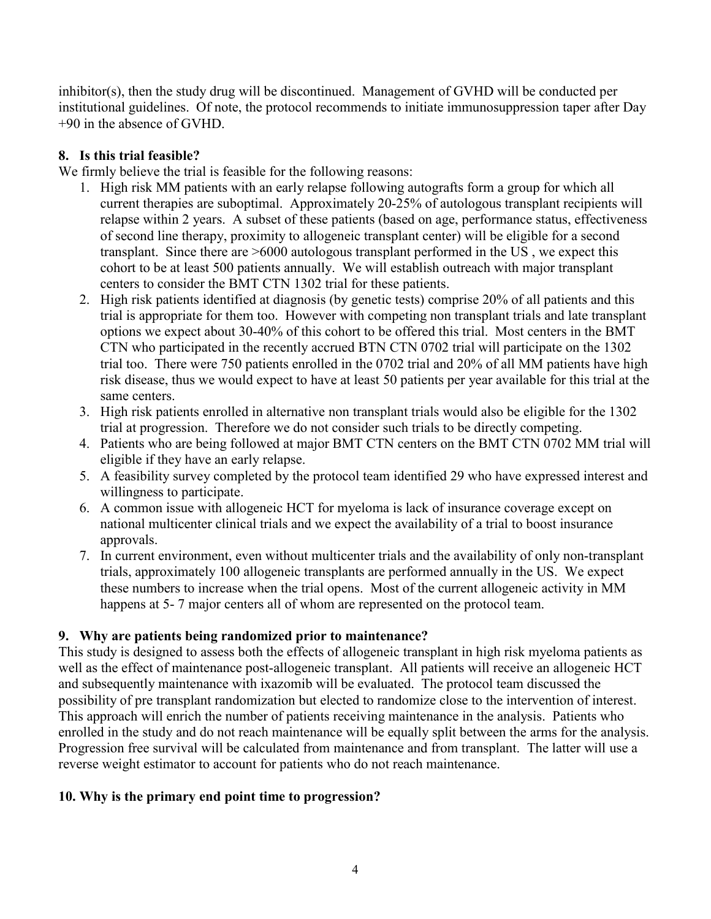inhibitor(s), then the study drug will be discontinued. Management of GVHD will be conducted per institutional guidelines. Of note, the protocol recommends to initiate immunosuppression taper after Day +90 in the absence of GVHD.

## 8. Is this trial feasible?

We firmly believe the trial is feasible for the following reasons:

1. High risk MM patients with an early relapse following autografts form a group for which all current therapies are suboptimal. Approximately 20-25% of autologous transplant recipients will relapse within 2 years. A subset of these patients (based on age, performance status, effectiveness of second line therapy, proximity to allogeneic transplant center) will be eligible for a second transplant. Since there are >6000 autologous transplant performed in the US , we expect this cohort to be at least 500 patients annually. We will establish outreach with major transplant centers to consider the BMT CTN 1302 trial for these patients.
2. High risk patients identified at diagnosis (by genetic tests) comprise 20% of all patients and this trial is appropriate for them too. However with competing non transplant trials and late transplant options we expect about 30-40% of this cohort to be offered this trial. Most centers in the BMT CTN who participated in the recently accrued BTN CTN 0702 trial will participate on the 1302 trial too. There were 750 patients enrolled in the 0702 trial and 20% of all MM patients have high risk disease, thus we would expect to have at least 50 patients per year available for this trial at the same centers.
3. High risk patients enrolled in alternative non transplant trials would also be eligible for the 1302 trial at progression. Therefore we do not consider such trials to be directly competing.
4. Patients who are being followed at major BMT CTN centers on the BMT CTN 0702 MM trial will eligible if they have an early relapse.
5. A feasibility survey completed by the protocol team identified 29 who have expressed interest and willingness to participate.
6. A common issue with allogeneic HCT for myeloma is lack of insurance coverage except on national multicenter clinical trials and we expect the availability of a trial to boost insurance approvals.
7. In current environment, even without multicenter trials and the availability of only non-transplant trials, approximately 100 allogeneic transplants are performed annually in the US. We expect these numbers to increase when the trial opens. Most of the current allogeneic activity in MM happens at 5- 7 major centers all of whom are represented on the protocol team.

## 9. Why are patients being randomized prior to maintenance?

This study is designed to assess both the effects of allogeneic transplant in high risk myeloma patients as well as the effect of maintenance post-allogeneic transplant. All patients will receive an allogeneic HCT and subsequently maintenance with ixazomib will be evaluated. The protocol team discussed the possibility of pre transplant randomization but elected to randomize close to the intervention of interest. This approach will enrich the number of patients receiving maintenance in the analysis. Patients who enrolled in the study and do not reach maintenance will be equally split between the arms for the analysis. Progression free survival will be calculated from maintenance and from transplant. The latter will use a reverse weight estimator to account for patients who do not reach maintenance.

## 10. Why is the primary end point time to progression?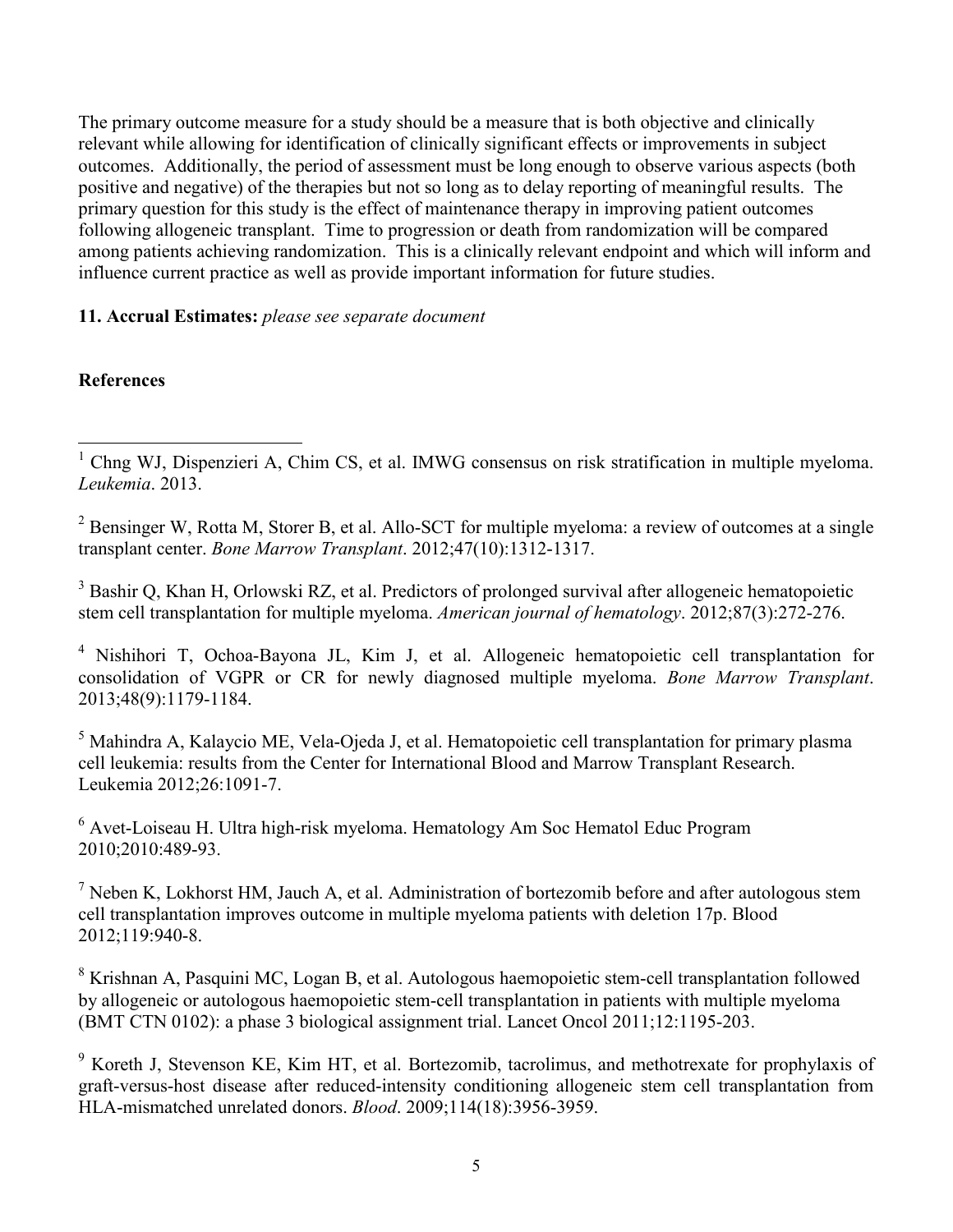The primary outcome measure for a study should be a measure that is both objective and clinically relevant while allowing for identification of clinically significant effects or improvements in subject outcomes. Additionally, the period of assessment must be long enough to observe various aspects (both positive and negative) of the therapies but not so long as to delay reporting of meaningful results. The primary question for this study is the effect of maintenance therapy in improving patient outcomes following allogeneic transplant. Time to progression or death from randomization will be compared among patients achieving randomization. This is a clinically relevant endpoint and which will inform and influence current practice as well as provide important information for future studies.

**11. Accrual Estimates:** *please see separate document*

**References**

[1] Chng WJ, Dispenzieri A, Chim CS, et al. IMWG consensus on risk stratification in multiple myeloma. *Leukemia*. 2013.

[2] Bensinger W, Rotta M, Storer B, et al. Allo-SCT for multiple myeloma: a review of outcomes at a single transplant center. *Bone Marrow Transplant*. 2012;47(10):1312-1317.

[3] Bashir Q, Khan H, Orlowski RZ, et al. Predictors of prolonged survival after allogeneic hematopoietic stem cell transplantation for multiple myeloma. *American journal of hematology*. 2012;87(3):272-276.

[4] Nishihori T, Ochoa-Bayona JL, Kim J, et al. Allogeneic hematopoietic cell transplantation for consolidation of VGPR or CR for newly diagnosed multiple myeloma. *Bone Marrow Transplant*. 2013;48(9):1179-1184.

[5] Mahindra A, Kalaycio ME, Vela-Ojeda J, et al. Hematopoietic cell transplantation for primary plasma cell leukemia: results from the Center for International Blood and Marrow Transplant Research. Leukemia 2012;26:1091-7.

[6] Avet-Loiseau H. Ultra high-risk myeloma. Hematology Am Soc Hematol Educ Program 2010;2010:489-93.

[7] Neben K, Lokhorst HM, Jauch A, et al. Administration of bortezomib before and after autologous stem cell transplantation improves outcome in multiple myeloma patients with deletion 17p. Blood 2012;119:940-8.

[8] Krishnan A, Pasquini MC, Logan B, et al. Autologous haemopoietic stem-cell transplantation followed by allogeneic or autologous haemopoietic stem-cell transplantation in patients with multiple myeloma (BMT CTN 0102): a phase 3 biological assignment trial. Lancet Oncol 2011;12:1195-203.

[9] Koreth J, Stevenson KE, Kim HT, et al. Bortezomib, tacrolimus, and methotrexate for prophylaxis of graft-versus-host disease after reduced-intensity conditioning allogeneic stem cell transplantation from HLA-mismatched unrelated donors. *Blood*. 2009;114(18):3956-3959.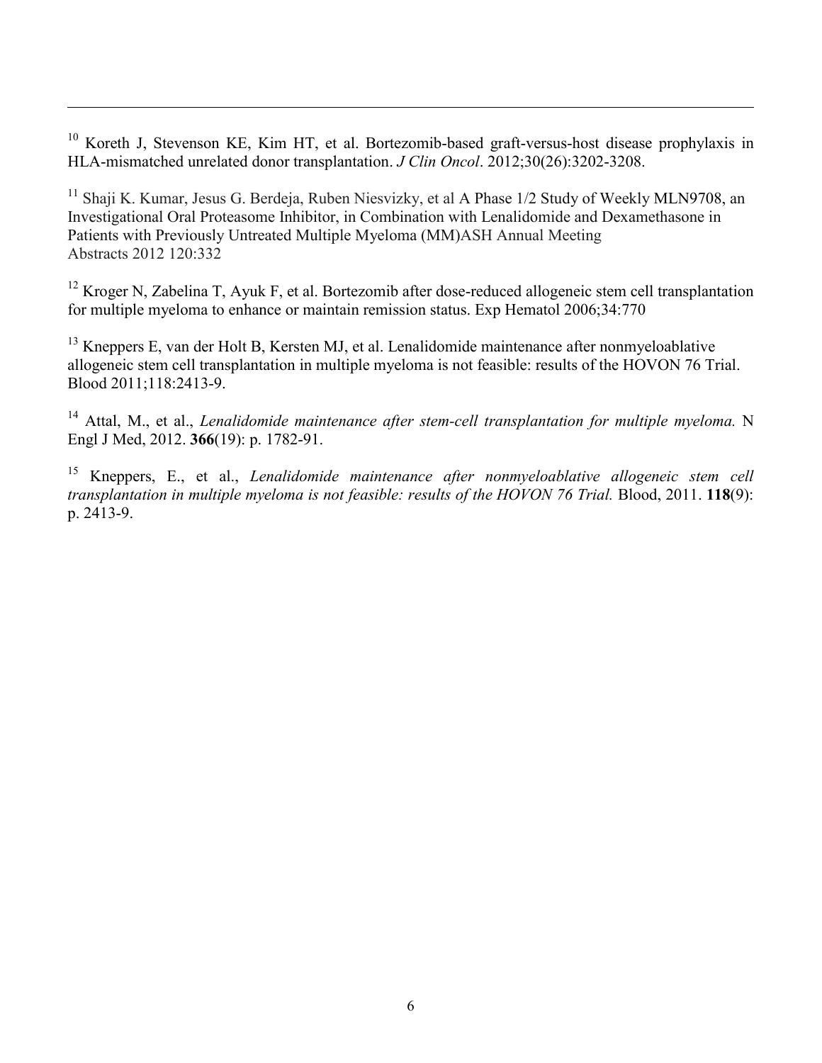[10] Koreth J, Stevenson KE, Kim HT, et al. Bortezomib-based graft-versus-host disease prophylaxis in HLA-mismatched unrelated donor transplantation. *J Clin Oncol*. 2012;30(26):3202-3208.

[11] Shaji K. Kumar, Jesus G. Berdeja, Ruben Niesvizky, et al A Phase 1/2 Study of Weekly MLN9708, an Investigational Oral Proteasome Inhibitor, in Combination with Lenalidomide and Dexamethasone in Patients with Previously Untreated Multiple Myeloma (MM)ASH Annual Meeting Abstracts 2012 120:332

[12] Kroger N, Zabelina T, Ayuk F, et al. Bortezomib after dose-reduced allogeneic stem cell transplantation for multiple myeloma to enhance or maintain remission status. Exp Hematol 2006;34:770

[13] Kneppers E, van der Holt B, Kersten MJ, et al. Lenalidomide maintenance after nonmyeloablative allogeneic stem cell transplantation in multiple myeloma is not feasible: results of the HOVON 76 Trial. Blood 2011;118:2413-9.

[14] Attal, M., et al., *Lenalidomide maintenance after stem-cell transplantation for multiple myeloma.* N Engl J Med, 2012. **366**(19): p. 1782-91.

[15] Kneppers, E., et al., *Lenalidomide maintenance after nonmyeloablative allogeneic stem cell transplantation in multiple myeloma is not feasible: results of the HOVON 76 Trial.* Blood, 2011. **118**(9): p. 2413-9.